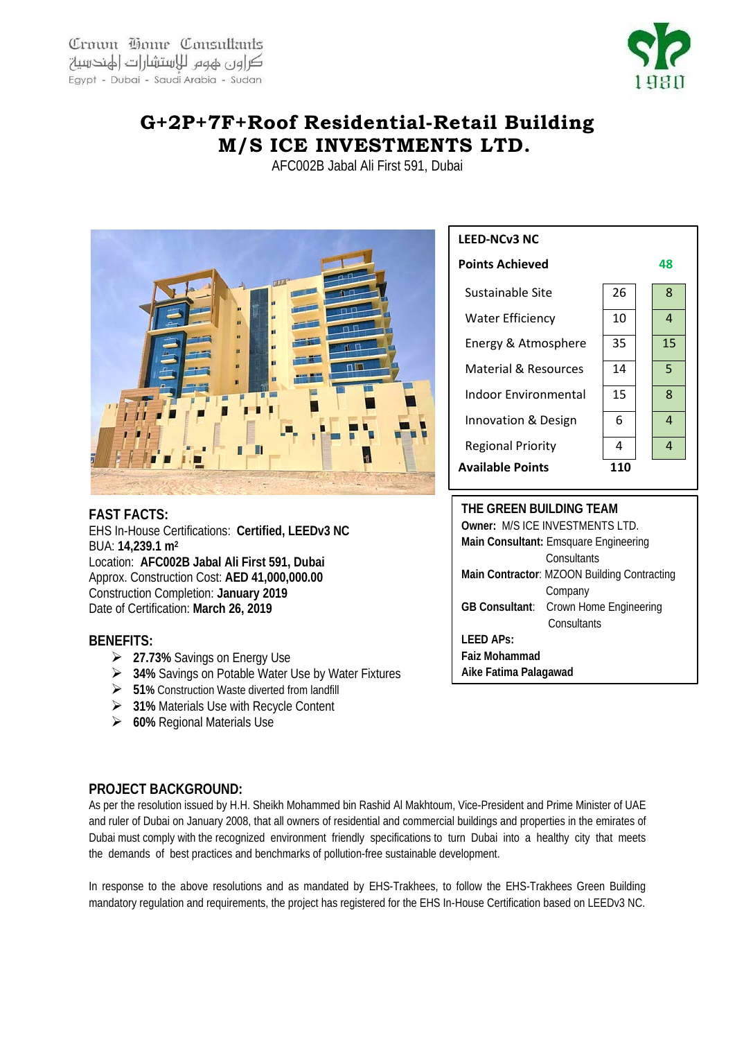Crown Home Consultants
كراون هوم للإستشارات إلهندسية
Egypt - Dubai - Saudi Arabia - Sudan

# G+2P+7F+Roof Residential-Retail Building
# M/S ICE INVESTMENTS LTD.

AFC002B Jabal Ali First 591, Dubai

| LEED-NCv3 NC | | |
|---|---|---|
| **Points Achieved** | | **48** |
| Sustainable Site | 26 | 8 |
| Water Efficiency | 10 | 4 |
| Energy & Atmosphere | 35 | 15 |
| Material & Resources | 14 | 5 |
| Indoor Environmental | 15 | 8 |
| Innovation & Design | 6 | 4 |
| Regional Priority | 4 | 4 |
| **Available Points** | **110** | |

## FAST FACTS:

EHS In-House Certifications: **Certified, LEEDv3 NC**
BUA: **14,239.1 m²**
Location: **AFC002B Jabal Ali First 591, Dubai**
Approx. Construction Cost: **AED 41,000,000.00**
Construction Completion: **January 2019**
Date of Certification: **March 26, 2019**

## BENEFITS:

- **27.73%** Savings on Energy Use
- **34%** Savings on Potable Water Use by Water Fixtures
- **51%** Construction Waste diverted from landfill
- **31%** Materials Use with Recycle Content
- **60%** Regional Materials Use

## THE GREEN BUILDING TEAM

**Owner:** M/S ICE INVESTMENTS LTD.
**Main Consultant:** Emsquare Engineering Consultants
**Main Contractor**: MZOON Building Contracting Company
**GB Consultant**: Crown Home Engineering Consultants
**LEED APs:**
**Faiz Mohammad**
**Aike Fatima Palagawad**

## PROJECT BACKGROUND:

As per the resolution issued by H.H. Sheikh Mohammed bin Rashid Al Makhtoum, Vice-President and Prime Minister of UAE and ruler of Dubai on January 2008, that all owners of residential and commercial buildings and properties in the emirates of Dubai must comply with the recognized environment friendly specifications to turn Dubai into a healthy city that meets the demands of best practices and benchmarks of pollution-free sustainable development.

In response to the above resolutions and as mandated by EHS-Trakhees, to follow the EHS-Trakhees Green Building mandatory regulation and requirements, the project has registered for the EHS In-House Certification based on LEEDv3 NC.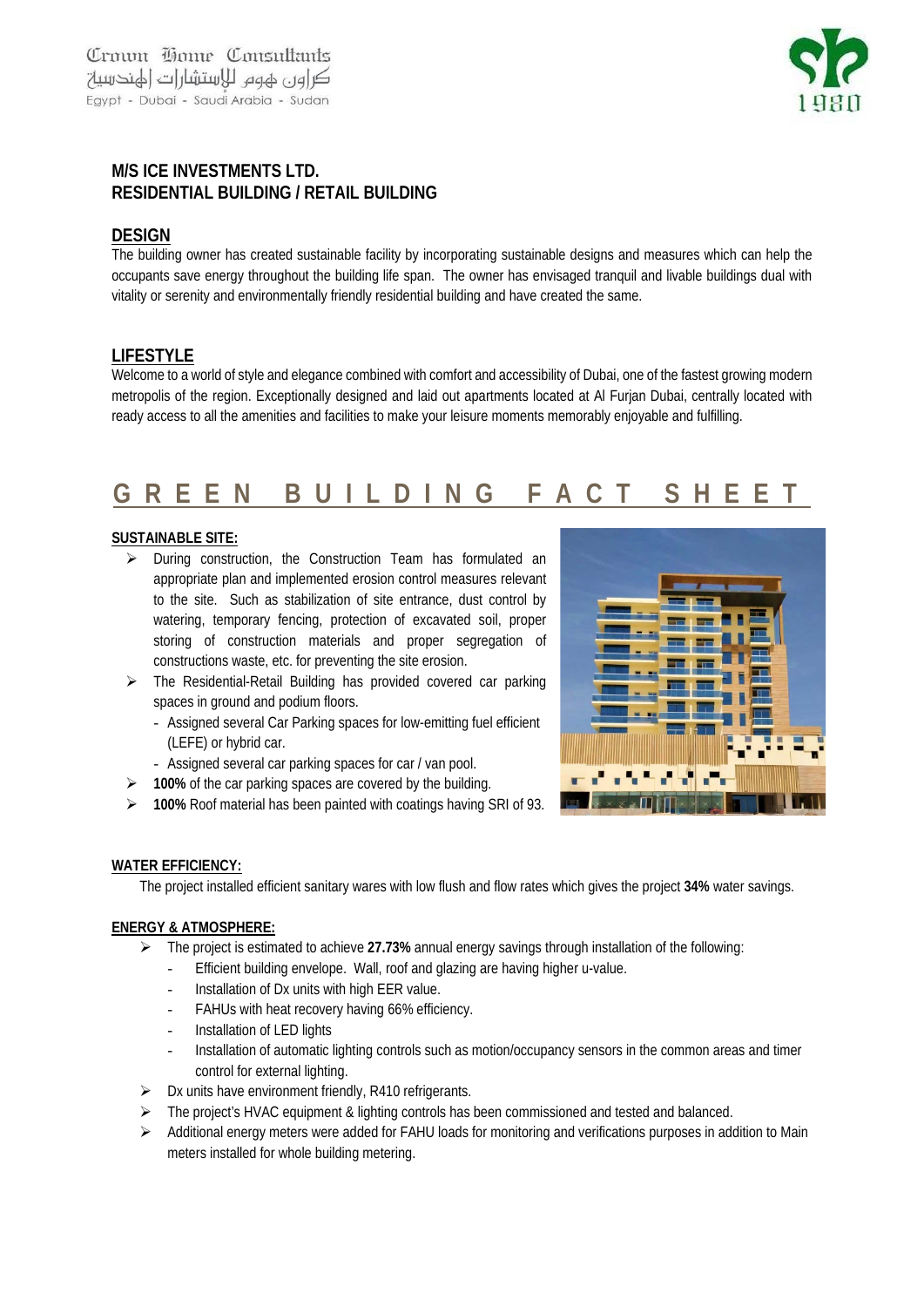Crown Home Consultants
كراون هوم للإستشارات الهندسية
Egypt - Dubai - Saudi Arabia - Sudan

## M/S ICE INVESTMENTS LTD.
## RESIDENTIAL BUILDING / RETAIL BUILDING

### DESIGN

The building owner has created sustainable facility by incorporating sustainable designs and measures which can help the occupants save energy throughout the building life span. The owner has envisaged tranquil and livable buildings dual with vitality or serenity and environmentally friendly residential building and have created the same.

### LIFESTYLE

Welcome to a world of style and elegance combined with comfort and accessibility of Dubai, one of the fastest growing modern metropolis of the region. Exceptionally designed and laid out apartments located at Al Furjan Dubai, centrally located with ready access to all the amenities and facilities to make your leisure moments memorably enjoyable and fulfilling.

# GREEN BUILDING FACT SHEET

**SUSTAINABLE SITE:**

- During construction, the Construction Team has formulated an appropriate plan and implemented erosion control measures relevant to the site. Such as stabilization of site entrance, dust control by watering, temporary fencing, protection of excavated soil, proper storing of construction materials and proper segregation of constructions waste, etc. for preventing the site erosion.
- The Residential-Retail Building has provided covered car parking spaces in ground and podium floors.
  - Assigned several Car Parking spaces for low-emitting fuel efficient (LEFE) or hybrid car.
  - Assigned several car parking spaces for car / van pool.
- **100%** of the car parking spaces are covered by the building.
- **100%** Roof material has been painted with coatings having SRI of 93.

**WATER EFFICIENCY:**

The project installed efficient sanitary wares with low flush and flow rates which gives the project **34%** water savings.

**ENERGY & ATMOSPHERE:**

- The project is estimated to achieve **27.73%** annual energy savings through installation of the following:
  - Efficient building envelope. Wall, roof and glazing are having higher u-value.
  - Installation of Dx units with high EER value.
  - FAHUs with heat recovery having 66% efficiency.
  - Installation of LED lights
  - Installation of automatic lighting controls such as motion/occupancy sensors in the common areas and timer control for external lighting.
- Dx units have environment friendly, R410 refrigerants.
- The project's HVAC equipment & lighting controls has been commissioned and tested and balanced.
- Additional energy meters were added for FAHU loads for monitoring and verifications purposes in addition to Main meters installed for whole building metering.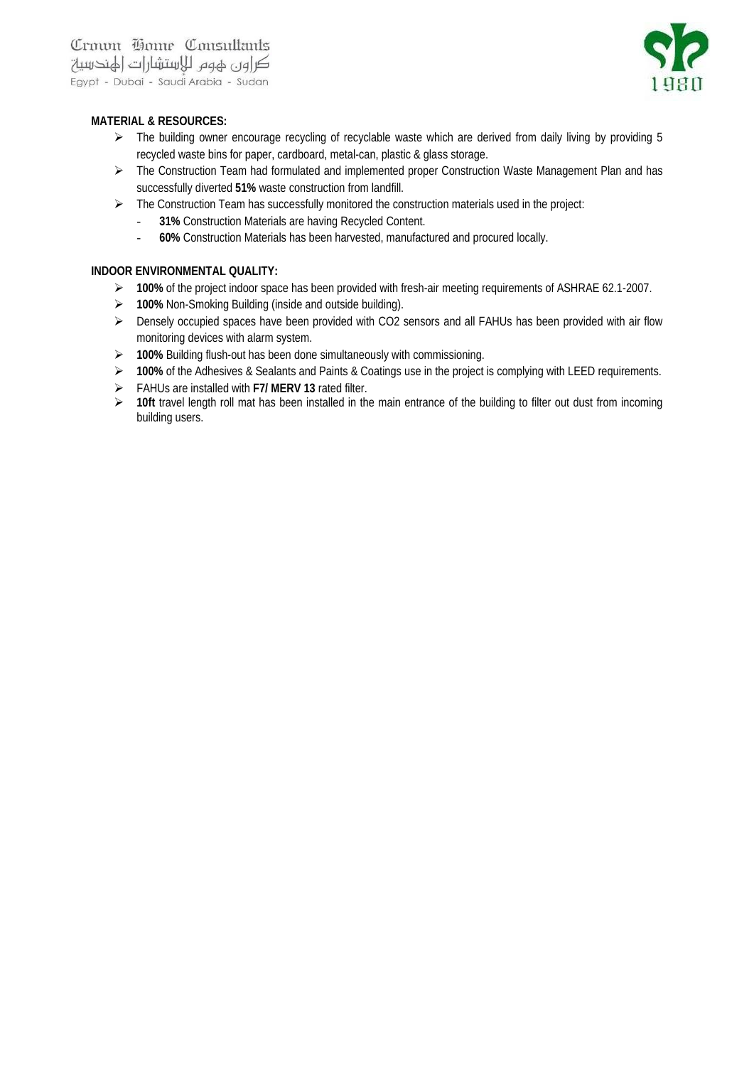**MATERIAL & RESOURCES:**

- The building owner encourage recycling of recyclable waste which are derived from daily living by providing 5 recycled waste bins for paper, cardboard, metal-can, plastic & glass storage.
- The Construction Team had formulated and implemented proper Construction Waste Management Plan and has successfully diverted **51%** waste construction from landfill.
- The Construction Team has successfully monitored the construction materials used in the project:
  - **31%** Construction Materials are having Recycled Content.
  - **60%** Construction Materials has been harvested, manufactured and procured locally.

**INDOOR ENVIRONMENTAL QUALITY:**

- **100%** of the project indoor space has been provided with fresh-air meeting requirements of ASHRAE 62.1-2007.
- **100%** Non-Smoking Building (inside and outside building).
- Densely occupied spaces have been provided with CO2 sensors and all FAHUs has been provided with air flow monitoring devices with alarm system.
- **100%** Building flush-out has been done simultaneously with commissioning.
- **100%** of the Adhesives & Sealants and Paints & Coatings use in the project is complying with LEED requirements.
- FAHUs are installed with **F7/ MERV 13** rated filter.
- **10ft** travel length roll mat has been installed in the main entrance of the building to filter out dust from incoming building users.